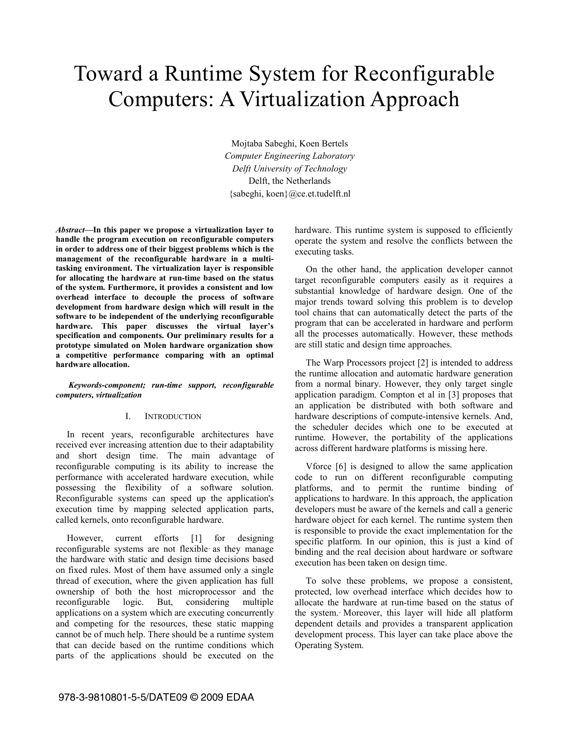// Toward a Runtime System for Reconfigurable Computers: A Virtualization Approach

Mojtaba Sabeghi, Koen Bertels
*Computer Engineering Laboratory*
*Delft University of Technology*
Delft, the Netherlands
{sabeghi, koen}@ce.et.tudelft.nl

***Abstract*—In this paper we propose a virtualization layer to handle the program execution on reconfigurable computers in order to address one of their biggest problems which is the management of the reconfigurable hardware in a multi-tasking environment. The virtualization layer is responsible for allocating the hardware at run-time based on the status of the system. Furthermore, it provides a consistent and low overhead interface to decouple the process of software development from hardware design which will result in the software to be independent of the underlying reconfigurable hardware. This paper discusses the virtual layer's specification and components. Our preliminary results for a prototype simulated on Molen hardware organization show a competitive performance comparing with an optimal hardware allocation.**

***Keywords-component; run-time support, reconfigurable computers, virtualization***

## I. Introduction

In recent years, reconfigurable architectures have received ever increasing attention due to their adaptability and short design time. The main advantage of reconfigurable computing is its ability to increase the performance with accelerated hardware execution, while possessing the flexibility of a software solution. Reconfigurable systems can speed up the application's execution time by mapping selected application parts, called kernels, onto reconfigurable hardware.

However, current efforts [1] for designing reconfigurable systems are not flexible as they manage the hardware with static and design time decisions based on fixed rules. Most of them have assumed only a single thread of execution, where the given application has full ownership of both the host microprocessor and the reconfigurable logic. But, considering multiple applications on a system which are executing concurrently and competing for the resources, these static mapping cannot be of much help. There should be a runtime system that can decide based on the runtime conditions which parts of the applications should be executed on the hardware. This runtime system is supposed to efficiently operate the system and resolve the conflicts between the executing tasks.

On the other hand, the application developer cannot target reconfigurable computers easily as it requires a substantial knowledge of hardware design. One of the major trends toward solving this problem is to develop tool chains that can automatically detect the parts of the program that can be accelerated in hardware and perform all the processes automatically. However, these methods are still static and design time approaches.

The Warp Processors project [2] is intended to address the runtime allocation and automatic hardware generation from a normal binary. However, they only target single application paradigm. Compton et al in [3] proposes that an application be distributed with both software and hardware descriptions of compute-intensive kernels. And, the scheduler decides which one to be executed at runtime. However, the portability of the applications across different hardware platforms is missing here.

Vforce [6] is designed to allow the same application code to run on different reconfigurable computing platforms, and to permit the runtime binding of applications to hardware. In this approach, the application developers must be aware of the kernels and call a generic hardware object for each kernel. The runtime system then is responsible to provide the exact implementation for the specific platform. In our opinion, this is just a kind of binding and the real decision about hardware or software execution has been taken on design time.

To solve these problems, we propose a consistent, protected, low overhead interface which decides how to allocate the hardware at run-time based on the status of the system. Moreover, this layer will hide all platform dependent details and provides a transparent application development process. This layer can take place above the Operating System.

978-3-9810801-5-5/DATE09 © 2009 EDAA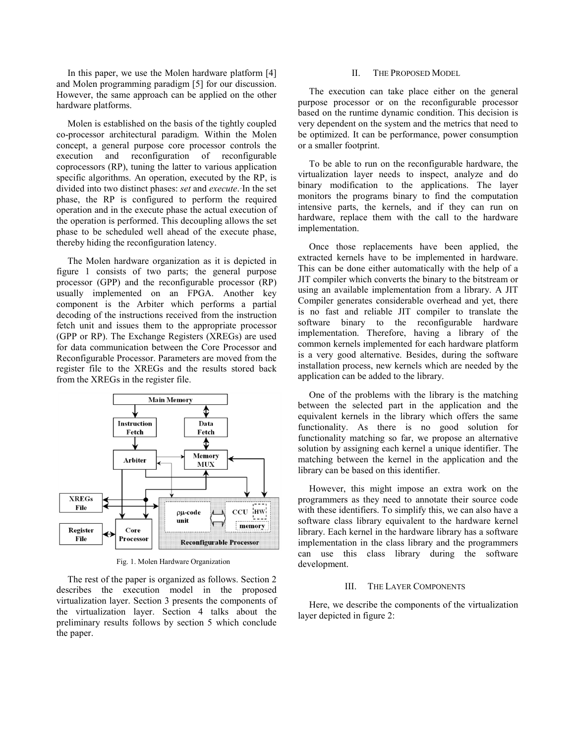In this paper, we use the Molen hardware platform [4] and Molen programming paradigm [5] for our discussion. However, the same approach can be applied on the other hardware platforms.

Molen is established on the basis of the tightly coupled co-processor architectural paradigm. Within the Molen concept, a general purpose core processor controls the execution and reconfiguration of reconfigurable coprocessors (RP), tuning the latter to various application specific algorithms. An operation, executed by the RP, is divided into two distinct phases: *set* and *execute*. In the set phase, the RP is configured to perform the required operation and in the execute phase the actual execution of the operation is performed. This decoupling allows the set phase to be scheduled well ahead of the execute phase, thereby hiding the reconfiguration latency.

The Molen hardware organization as it is depicted in figure 1 consists of two parts; the general purpose processor (GPP) and the reconfigurable processor (RP) usually implemented on an FPGA. Another key component is the Arbiter which performs a partial decoding of the instructions received from the instruction fetch unit and issues them to the appropriate processor (GPP or RP). The Exchange Registers (XREGs) are used for data communication between the Core Processor and Reconfigurable Processor. Parameters are moved from the register file to the XREGs and the results stored back from the XREGs in the register file.

Fig. 1. Molen Hardware Organization

The rest of the paper is organized as follows. Section 2 describes the execution model in the proposed virtualization layer. Section 3 presents the components of the virtualization layer. Section 4 talks about the preliminary results follows by section 5 which conclude the paper.

## II. The Proposed Model

The execution can take place either on the general purpose processor or on the reconfigurable processor based on the runtime dynamic condition. This decision is very dependent on the system and the metrics that need to be optimized. It can be performance, power consumption or a smaller footprint.

To be able to run on the reconfigurable hardware, the virtualization layer needs to inspect, analyze and do binary modification to the applications. The layer monitors the programs binary to find the computation intensive parts, the kernels, and if they can run on hardware, replace them with the call to the hardware implementation.

Once those replacements have been applied, the extracted kernels have to be implemented in hardware. This can be done either automatically with the help of a JIT compiler which converts the binary to the bitstream or using an available implementation from a library. A JIT Compiler generates considerable overhead and yet, there is no fast and reliable JIT compiler to translate the software binary to the reconfigurable hardware implementation. Therefore, having a library of the common kernels implemented for each hardware platform is a very good alternative. Besides, during the software installation process, new kernels which are needed by the application can be added to the library.

One of the problems with the library is the matching between the selected part in the application and the equivalent kernels in the library which offers the same functionality. As there is no good solution for functionality matching so far, we propose an alternative solution by assigning each kernel a unique identifier. The matching between the kernel in the application and the library can be based on this identifier.

However, this might impose an extra work on the programmers as they need to annotate their source code with these identifiers. To simplify this, we can also have a software class library equivalent to the hardware kernel library. Each kernel in the hardware library has a software implementation in the class library and the programmers can use this class library during the software development.

## III. The Layer Components

Here, we describe the components of the virtualization layer depicted in figure 2: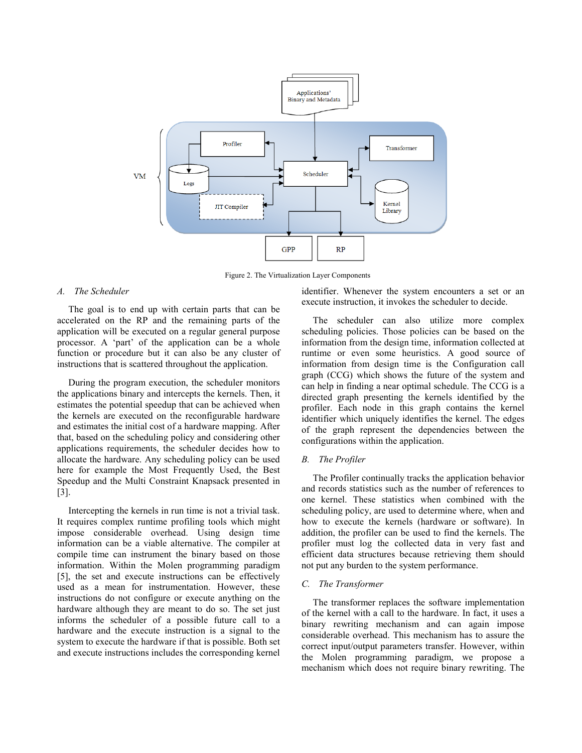Figure 2. The Virtualization Layer Components

### A. The Scheduler

The goal is to end up with certain parts that can be accelerated on the RP and the remaining parts of the application will be executed on a regular general purpose processor. A 'part' of the application can be a whole function or procedure but it can also be any cluster of instructions that is scattered throughout the application.

During the program execution, the scheduler monitors the applications binary and intercepts the kernels. Then, it estimates the potential speedup that can be achieved when the kernels are executed on the reconfigurable hardware and estimates the initial cost of a hardware mapping. After that, based on the scheduling policy and considering other applications requirements, the scheduler decides how to allocate the hardware. Any scheduling policy can be used here for example the Most Frequently Used, the Best Speedup and the Multi Constraint Knapsack presented in [3].

Intercepting the kernels in run time is not a trivial task. It requires complex runtime profiling tools which might impose considerable overhead. Using design time information can be a viable alternative. The compiler at compile time can instrument the binary based on those information. Within the Molen programming paradigm [5], the set and execute instructions can be effectively used as a mean for instrumentation. However, these instructions do not configure or execute anything on the hardware although they are meant to do so. The set just informs the scheduler of a possible future call to a hardware and the execute instruction is a signal to the system to execute the hardware if that is possible. Both set and execute instructions includes the corresponding kernel identifier. Whenever the system encounters a set or an execute instruction, it invokes the scheduler to decide.

The scheduler can also utilize more complex scheduling policies. Those policies can be based on the information from the design time, information collected at runtime or even some heuristics. A good source of information from design time is the Configuration call graph (CCG) which shows the future of the system and can help in finding a near optimal schedule. The CCG is a directed graph presenting the kernels identified by the profiler. Each node in this graph contains the kernel identifier which uniquely identifies the kernel. The edges of the graph represent the dependencies between the configurations within the application.

### B. The Profiler

The Profiler continually tracks the application behavior and records statistics such as the number of references to one kernel. These statistics when combined with the scheduling policy, are used to determine where, when and how to execute the kernels (hardware or software). In addition, the profiler can be used to find the kernels. The profiler must log the collected data in very fast and efficient data structures because retrieving them should not put any burden to the system performance.

### C. The Transformer

The transformer replaces the software implementation of the kernel with a call to the hardware. In fact, it uses a binary rewriting mechanism and can again impose considerable overhead. This mechanism has to assure the correct input/output parameters transfer. However, within the Molen programming paradigm, we propose a mechanism which does not require binary rewriting. The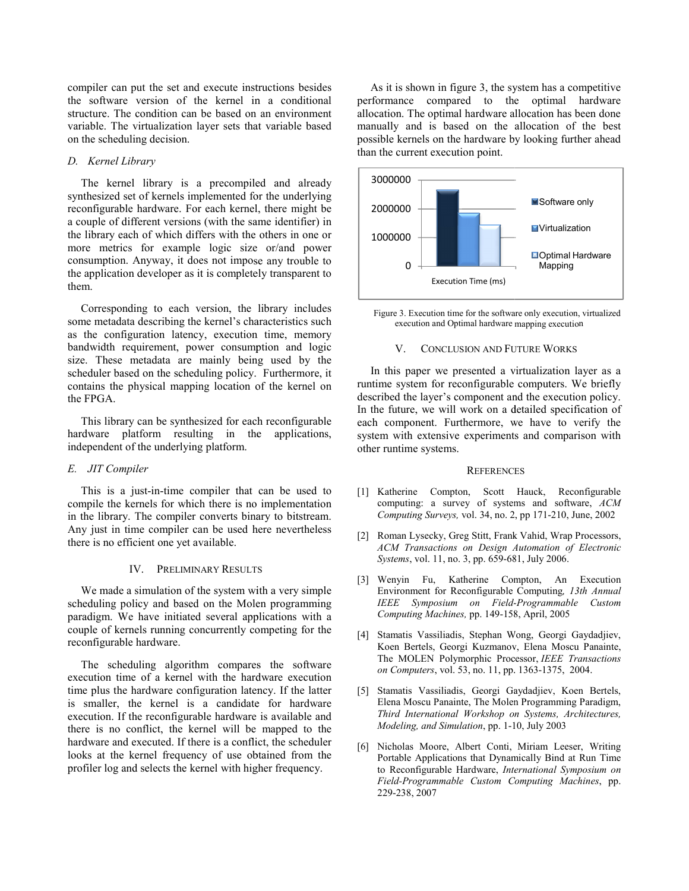compiler can put the set and execute instructions besides the software version of the kernel in a conditional structure. The condition can be based on an environment variable. The virtualization layer sets that variable based on the scheduling decision.

### D. Kernel Library

The kernel library is a precompiled and already synthesized set of kernels implemented for the underlying reconfigurable hardware. For each kernel, there might be a couple of different versions (with the same identifier) in the library each of which differs with the others in one or more metrics for example logic size or/and power consumption. Anyway, it does not impose any trouble to the application developer as it is completely transparent to them.

Corresponding to each version, the library includes some metadata describing the kernel's characteristics such as the configuration latency, execution time, memory bandwidth requirement, power consumption and logic size. These metadata are mainly being used by the scheduler based on the scheduling policy. Furthermore, it contains the physical mapping location of the kernel on the FPGA.

This library can be synthesized for each reconfigurable hardware platform resulting in the applications, independent of the underlying platform.

### E. JIT Compiler

This is a just-in-time compiler that can be used to compile the kernels for which there is no implementation in the library. The compiler converts binary to bitstream. Any just in time compiler can be used here nevertheless there is no efficient one yet available.

## IV. Preliminary Results

We made a simulation of the system with a very simple scheduling policy and based on the Molen programming paradigm. We have initiated several applications with a couple of kernels running concurrently competing for the reconfigurable hardware.

The scheduling algorithm compares the software execution time of a kernel with the hardware execution time plus the hardware configuration latency. If the latter is smaller, the kernel is a candidate for hardware execution. If the reconfigurable hardware is available and there is no conflict, the kernel will be mapped to the hardware and executed. If there is a conflict, the scheduler looks at the kernel frequency of use obtained from the profiler log and selects the kernel with higher frequency.

As it is shown in figure 3, the system has a competitive performance compared to the optimal hardware allocation. The optimal hardware allocation has been done manually and is based on the allocation of the best possible kernels on the hardware by looking further ahead than the current execution point.

3000000
2000000
1000000
0
Execution Time (ms)
Software only
Virtualization
Optimal Hardware Mapping

Figure 3. Execution time for the software only execution, virtualized execution and Optimal hardware mapping execution

## V. Conclusion and Future Works

In this paper we presented a virtualization layer as a runtime system for reconfigurable computers. We briefly described the layer's component and the execution policy. In the future, we will work on a detailed specification of each component. Furthermore, we have to verify the system with extensive experiments and comparison with other runtime systems.

## References

[1] Katherine Compton, Scott Hauck, Reconfigurable computing: a survey of systems and software, *ACM Computing Surveys,* vol. 34, no. 2, pp 171-210, June, 2002

[2] Roman Lysecky, Greg Stitt, Frank Vahid, Wrap Processors, *ACM Transactions on Design Automation of Electronic Systems*, vol. 11, no. 3, pp. 659-681, July 2006.

[3] Wenyin Fu, Katherine Compton, An Execution Environment for Reconfigurable Computing, *13th Annual IEEE Symposium on Field-Programmable Custom Computing Machines,* pp. 149-158, April, 2005

[4] Stamatis Vassiliadis, Stephan Wong, Georgi Gaydadjiev, Koen Bertels, Georgi Kuzmanov, Elena Moscu Panainte, The MOLEN Polymorphic Processor, *IEEE Transactions on Computers*, vol. 53, no. 11, pp. 1363-1375, 2004.

[5] Stamatis Vassiliadis, Georgi Gaydadjiev, Koen Bertels, Elena Moscu Panainte, The Molen Programming Paradigm, *Third International Workshop on Systems, Architectures, Modeling, and Simulation*, pp. 1-10, July 2003

[6] Nicholas Moore, Albert Conti, Miriam Leeser, Writing Portable Applications that Dynamically Bind at Run Time to Reconfigurable Hardware, *International Symposium on Field-Programmable Custom Computing Machines*, pp. 229-238, 2007